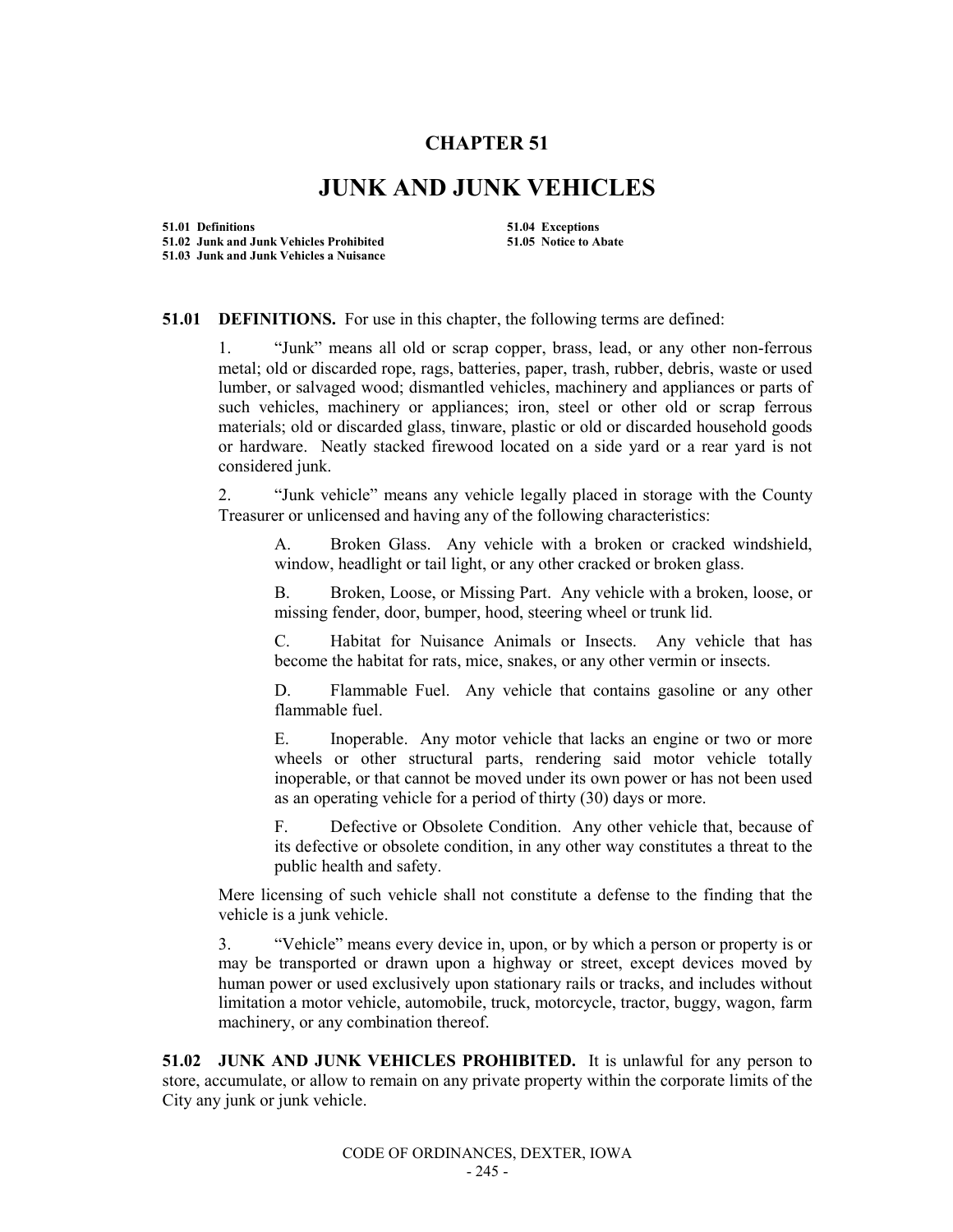# CHAPTER 51

# JUNK AND JUNK VEHICLES

**51.01 Definitions**
**51.02 Junk and Junk Vehicles Prohibited**
**51.03 Junk and Junk Vehicles a Nuisance**
**51.04 Exceptions**
**51.05 Notice to Abate**

**51.01 DEFINITIONS.** For use in this chapter, the following terms are defined:

1. "Junk" means all old or scrap copper, brass, lead, or any other non-ferrous metal; old or discarded rope, rags, batteries, paper, trash, rubber, debris, waste or used lumber, or salvaged wood; dismantled vehicles, machinery and appliances or parts of such vehicles, machinery or appliances; iron, steel or other old or scrap ferrous materials; old or discarded glass, tinware, plastic or old or discarded household goods or hardware. Neatly stacked firewood located on a side yard or a rear yard is not considered junk.

2. "Junk vehicle" means any vehicle legally placed in storage with the County Treasurer or unlicensed and having any of the following characteristics:

   A. Broken Glass. Any vehicle with a broken or cracked windshield, window, headlight or tail light, or any other cracked or broken glass.

   B. Broken, Loose, or Missing Part. Any vehicle with a broken, loose, or missing fender, door, bumper, hood, steering wheel or trunk lid.

   C. Habitat for Nuisance Animals or Insects. Any vehicle that has become the habitat for rats, mice, snakes, or any other vermin or insects.

   D. Flammable Fuel. Any vehicle that contains gasoline or any other flammable fuel.

   E. Inoperable. Any motor vehicle that lacks an engine or two or more wheels or other structural parts, rendering said motor vehicle totally inoperable, or that cannot be moved under its own power or has not been used as an operating vehicle for a period of thirty (30) days or more.

   F. Defective or Obsolete Condition. Any other vehicle that, because of its defective or obsolete condition, in any other way constitutes a threat to the public health and safety.

Mere licensing of such vehicle shall not constitute a defense to the finding that the vehicle is a junk vehicle.

3. "Vehicle" means every device in, upon, or by which a person or property is or may be transported or drawn upon a highway or street, except devices moved by human power or used exclusively upon stationary rails or tracks, and includes without limitation a motor vehicle, automobile, truck, motorcycle, tractor, buggy, wagon, farm machinery, or any combination thereof.

**51.02 JUNK AND JUNK VEHICLES PROHIBITED.** It is unlawful for any person to store, accumulate, or allow to remain on any private property within the corporate limits of the City any junk or junk vehicle.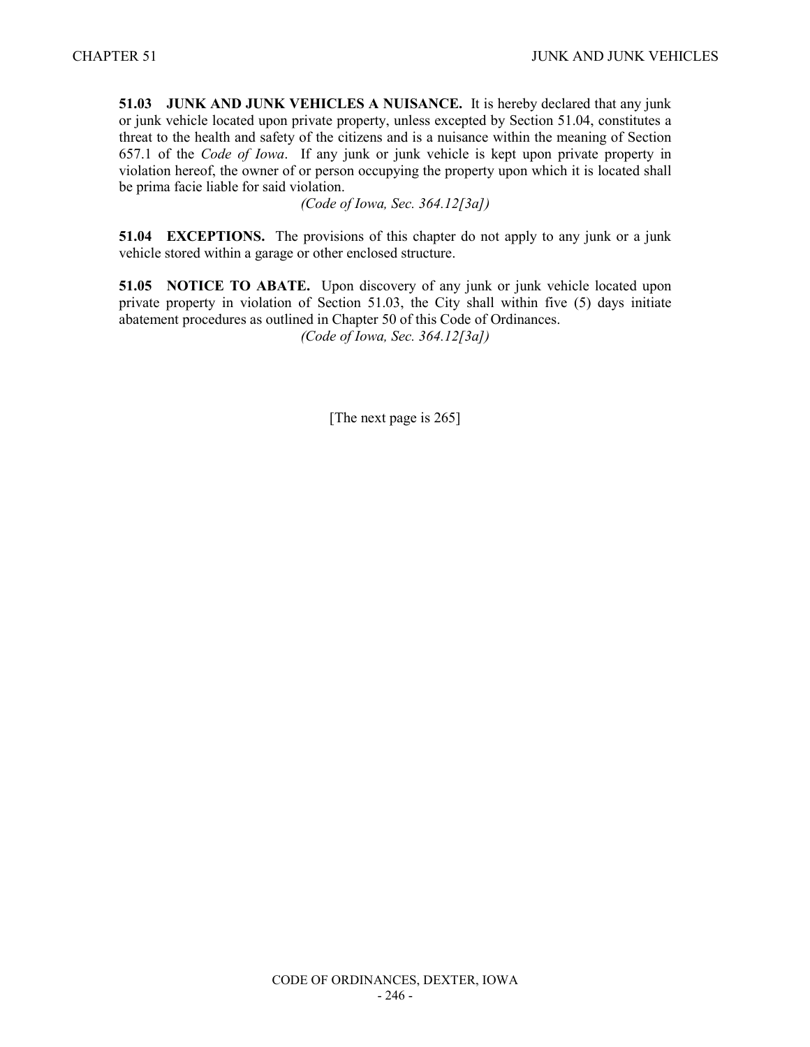**51.03 JUNK AND JUNK VEHICLES A NUISANCE.** It is hereby declared that any junk or junk vehicle located upon private property, unless excepted by Section 51.04, constitutes a threat to the health and safety of the citizens and is a nuisance within the meaning of Section 657.1 of the *Code of Iowa*. If any junk or junk vehicle is kept upon private property in violation hereof, the owner of or person occupying the property upon which it is located shall be prima facie liable for said violation.

*(Code of Iowa, Sec. 364.12[3a])*

**51.04 EXCEPTIONS.** The provisions of this chapter do not apply to any junk or a junk vehicle stored within a garage or other enclosed structure.

**51.05 NOTICE TO ABATE.** Upon discovery of any junk or junk vehicle located upon private property in violation of Section 51.03, the City shall within five (5) days initiate abatement procedures as outlined in Chapter 50 of this Code of Ordinances.

*(Code of Iowa, Sec. 364.12[3a])*

[The next page is 265]